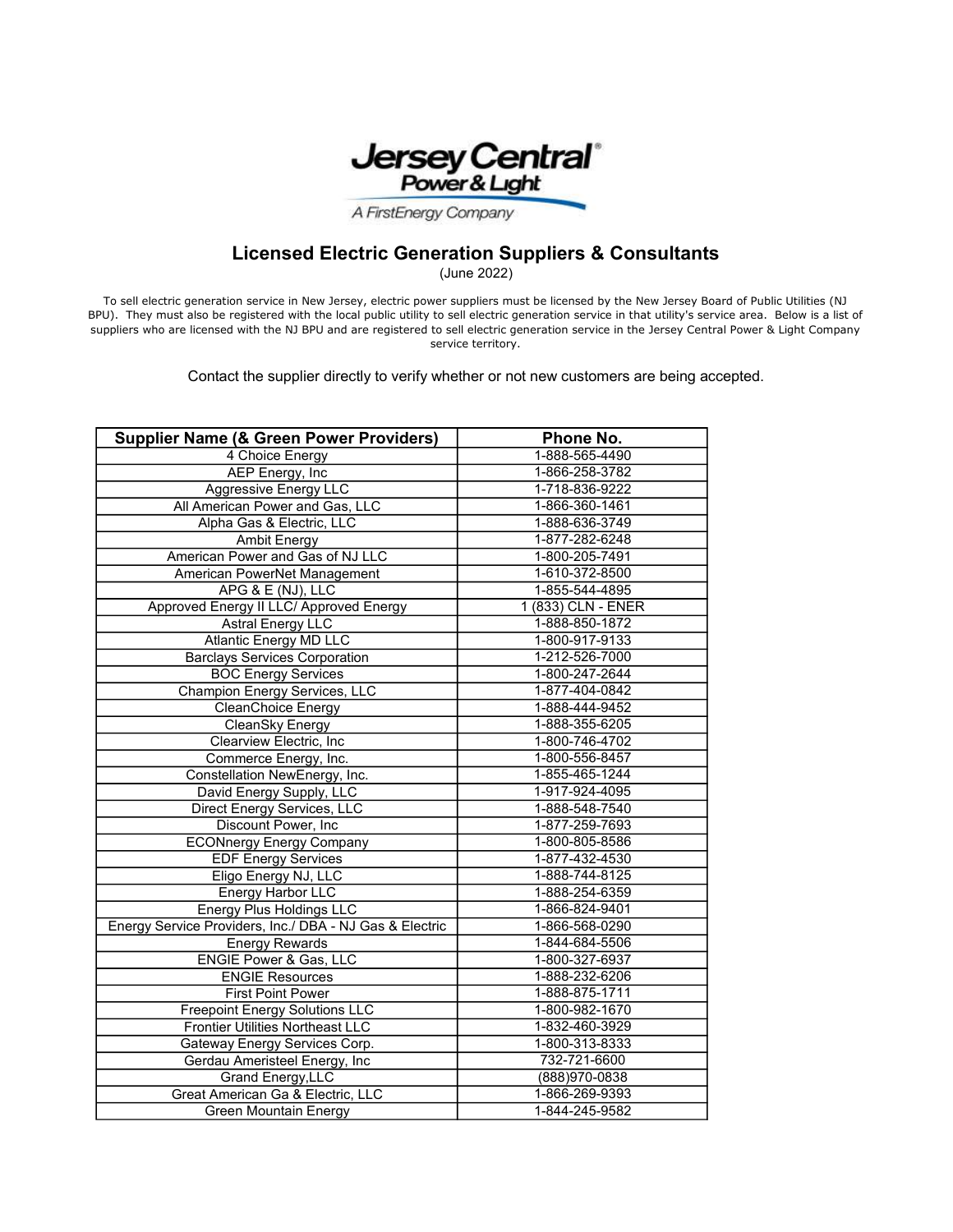Jersey Central Power & Light

A FirstEnergy Company

# Licensed Electric Generation Suppliers & Consultants

(June 2022)

To sell electric generation service in New Jersey, electric power suppliers must be licensed by the New Jersey Board of Public Utilities (NJ BPU). They must also be registered with the local public utility to sell electric generation service in that utility's service area. Below is a list of suppliers who are licensed with the NJ BPU and are registered to sell electric generation service in the Jersey Central Power & Light Company service territory.

Contact the supplier directly to verify whether or not new customers are being accepted.

| Supplier Name (& Green Power Providers) | Phone No. |
|---|---|
| 4 Choice Energy | 1-888-565-4490 |
| AEP Energy, Inc | 1-866-258-3782 |
| Aggressive Energy LLC | 1-718-836-9222 |
| All American Power and Gas, LLC | 1-866-360-1461 |
| Alpha Gas & Electric, LLC | 1-888-636-3749 |
| Ambit Energy | 1-877-282-6248 |
| American Power and Gas of NJ LLC | 1-800-205-7491 |
| American PowerNet Management | 1-610-372-8500 |
| APG & E (NJ), LLC | 1-855-544-4895 |
| Approved Energy II LLC/ Approved Energy | 1 (833) CLN - ENER |
| Astral Energy LLC | 1-888-850-1872 |
| Atlantic Energy MD LLC | 1-800-917-9133 |
| Barclays Services Corporation | 1-212-526-7000 |
| BOC Energy Services | 1-800-247-2644 |
| Champion Energy Services, LLC | 1-877-404-0842 |
| CleanChoice Energy | 1-888-444-9452 |
| CleanSky Energy | 1-888-355-6205 |
| Clearview Electric, Inc | 1-800-746-4702 |
| Commerce Energy, Inc. | 1-800-556-8457 |
| Constellation NewEnergy, Inc. | 1-855-465-1244 |
| David Energy Supply, LLC | 1-917-924-4095 |
| Direct Energy Services, LLC | 1-888-548-7540 |
| Discount Power, Inc | 1-877-259-7693 |
| ECONnergy Energy Company | 1-800-805-8586 |
| EDF Energy Services | 1-877-432-4530 |
| Eligo Energy NJ, LLC | 1-888-744-8125 |
| Energy Harbor LLC | 1-888-254-6359 |
| Energy Plus Holdings LLC | 1-866-824-9401 |
| Energy Service Providers, Inc./ DBA - NJ Gas & Electric | 1-866-568-0290 |
| Energy Rewards | 1-844-684-5506 |
| ENGIE Power & Gas, LLC | 1-800-327-6937 |
| ENGIE Resources | 1-888-232-6206 |
| First Point Power | 1-888-875-1711 |
| Freepoint Energy Solutions LLC | 1-800-982-1670 |
| Frontier Utilities Northeast LLC | 1-832-460-3929 |
| Gateway Energy Services Corp. | 1-800-313-8333 |
| Gerdau Ameristeel Energy, Inc | 732-721-6600 |
| Grand Energy,LLC | (888)970-0838 |
| Great American Ga & Electric, LLC | 1-866-269-9393 |
| Green Mountain Energy | 1-844-245-9582 |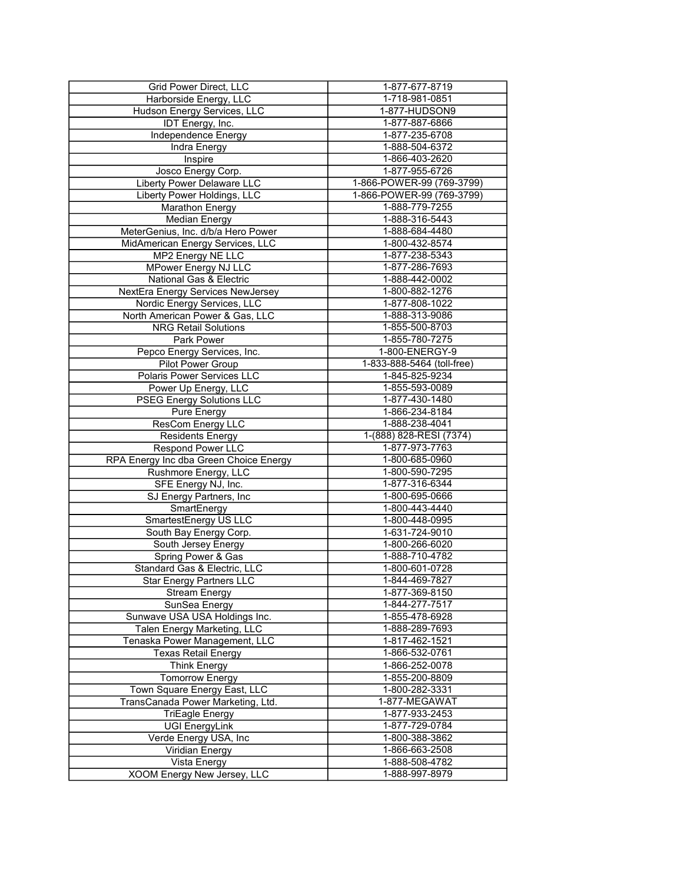| | |
|---|---|
| Grid Power Direct, LLC | 1-877-677-8719 |
| Harborside Energy, LLC | 1-718-981-0851 |
| Hudson Energy Services, LLC | 1-877-HUDSON9 |
| IDT Energy, Inc. | 1-877-887-6866 |
| Independence Energy | 1-877-235-6708 |
| Indra Energy | 1-888-504-6372 |
| Inspire | 1-866-403-2620 |
| Josco Energy Corp. | 1-877-955-6726 |
| Liberty Power Delaware LLC | 1-866-POWER-99 (769-3799) |
| Liberty Power Holdings, LLC | 1-866-POWER-99 (769-3799) |
| Marathon Energy | 1-888-779-7255 |
| Median Energy | 1-888-316-5443 |
| MeterGenius, Inc. d/b/a Hero Power | 1-888-684-4480 |
| MidAmerican Energy Services, LLC | 1-800-432-8574 |
| MP2 Energy NE LLC | 1-877-238-5343 |
| MPower Energy NJ LLC | 1-877-286-7693 |
| National Gas & Electric | 1-888-442-0002 |
| NextEra Energy Services NewJersey | 1-800-882-1276 |
| Nordic Energy Services, LLC | 1-877-808-1022 |
| North American Power & Gas, LLC | 1-888-313-9086 |
| NRG Retail Solutions | 1-855-500-8703 |
| Park Power | 1-855-780-7275 |
| Pepco Energy Services, Inc. | 1-800-ENERGY-9 |
| Pilot Power Group | 1-833-888-5464 (toll-free) |
| Polaris Power Services LLC | 1-845-825-9234 |
| Power Up Energy, LLC | 1-855-593-0089 |
| PSEG Energy Solutions LLC | 1-877-430-1480 |
| Pure Energy | 1-866-234-8184 |
| ResCom Energy LLC | 1-888-238-4041 |
| Residents Energy | 1-(888) 828-RESI (7374) |
| Respond Power LLC | 1-877-973-7763 |
| RPA Energy Inc dba Green Choice Energy | 1-800-685-0960 |
| Rushmore Energy, LLC | 1-800-590-7295 |
| SFE Energy NJ, Inc. | 1-877-316-6344 |
| SJ Energy Partners, Inc | 1-800-695-0666 |
| SmartEnergy | 1-800-443-4440 |
| SmartestEnergy US LLC | 1-800-448-0995 |
| South Bay Energy Corp. | 1-631-724-9010 |
| South Jersey Energy | 1-800-266-6020 |
| Spring Power & Gas | 1-888-710-4782 |
| Standard Gas & Electric, LLC | 1-800-601-0728 |
| Star Energy Partners LLC | 1-844-469-7827 |
| Stream Energy | 1-877-369-8150 |
| SunSea Energy | 1-844-277-7517 |
| Sunwave USA USA Holdings Inc. | 1-855-478-6928 |
| Talen Energy Marketing, LLC | 1-888-289-7693 |
| Tenaska Power Management, LLC | 1-817-462-1521 |
| Texas Retail Energy | 1-866-532-0761 |
| Think Energy | 1-866-252-0078 |
| Tomorrow Energy | 1-855-200-8809 |
| Town Square Energy East, LLC | 1-800-282-3331 |
| TransCanada Power Marketing, Ltd. | 1-877-MEGAWAT |
| TriEagle Energy | 1-877-933-2453 |
| UGI EnergyLink | 1-877-729-0784 |
| Verde Energy USA, Inc | 1-800-388-3862 |
| Viridian Energy | 1-866-663-2508 |
| Vista Energy | 1-888-508-4782 |
| XOOM Energy New Jersey, LLC | 1-888-997-8979 |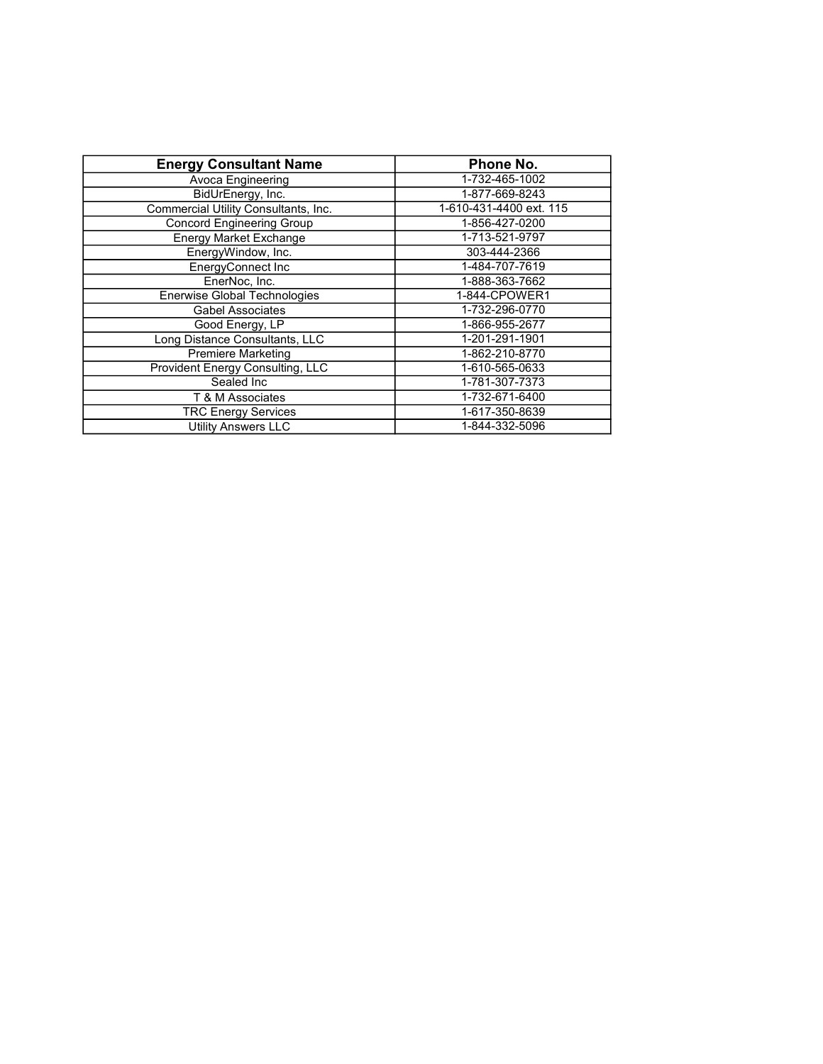| Energy Consultant Name | Phone No. |
| --- | --- |
| Avoca Engineering | 1-732-465-1002 |
| BidUrEnergy, Inc. | 1-877-669-8243 |
| Commercial Utility Consultants, Inc. | 1-610-431-4400 ext. 115 |
| Concord Engineering Group | 1-856-427-0200 |
| Energy Market Exchange | 1-713-521-9797 |
| EnergyWindow, Inc. | 303-444-2366 |
| EnergyConnect Inc | 1-484-707-7619 |
| EnerNoc, Inc. | 1-888-363-7662 |
| Enerwise Global Technologies | 1-844-CPOWER1 |
| Gabel Associates | 1-732-296-0770 |
| Good Energy, LP | 1-866-955-2677 |
| Long Distance Consultants, LLC | 1-201-291-1901 |
| Premiere Marketing | 1-862-210-8770 |
| Provident Energy Consulting, LLC | 1-610-565-0633 |
| Sealed Inc | 1-781-307-7373 |
| T & M Associates | 1-732-671-6400 |
| TRC Energy Services | 1-617-350-8639 |
| Utility Answers LLC | 1-844-332-5096 |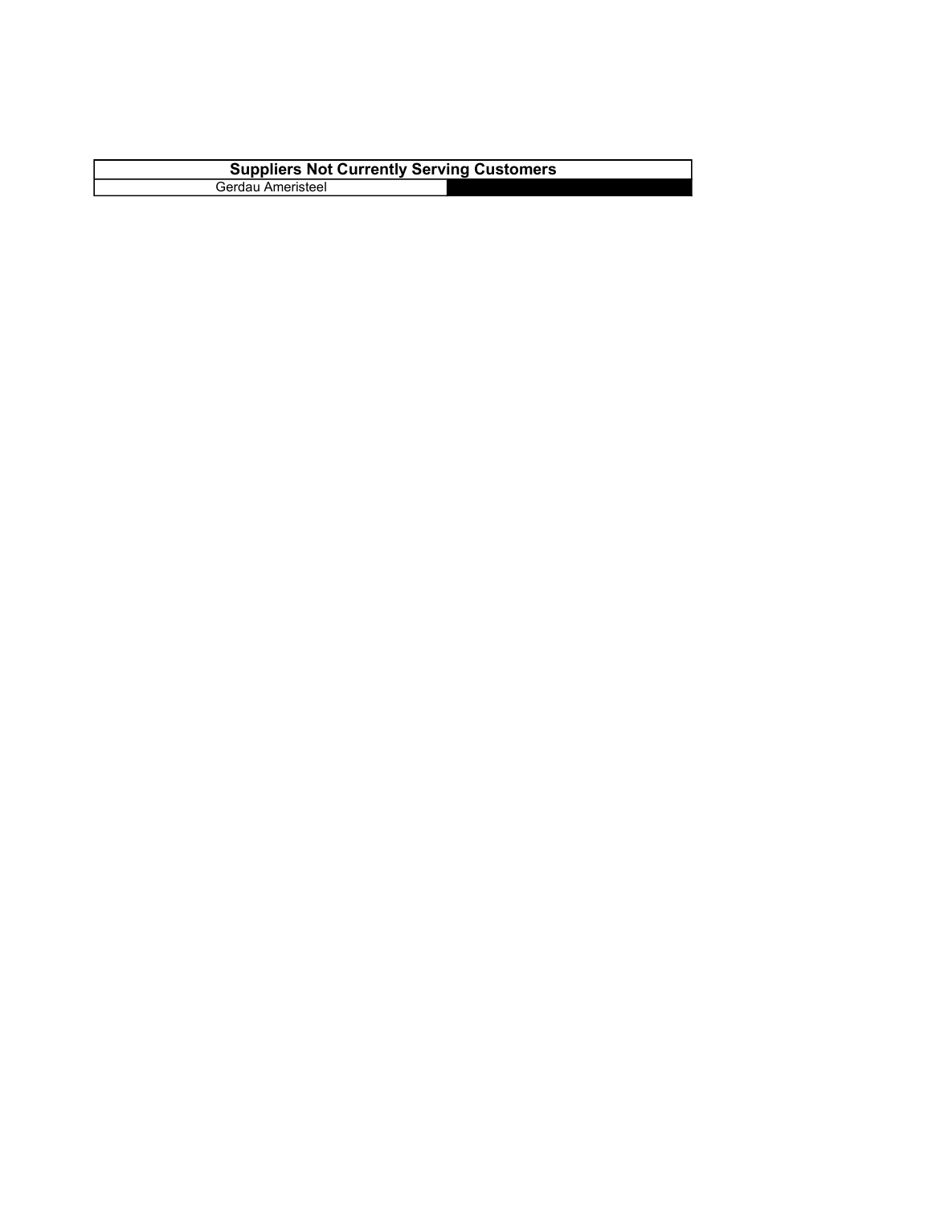| Suppliers Not Currently Serving Customers | |
|---|---|
| Gerdau Ameristeel | |